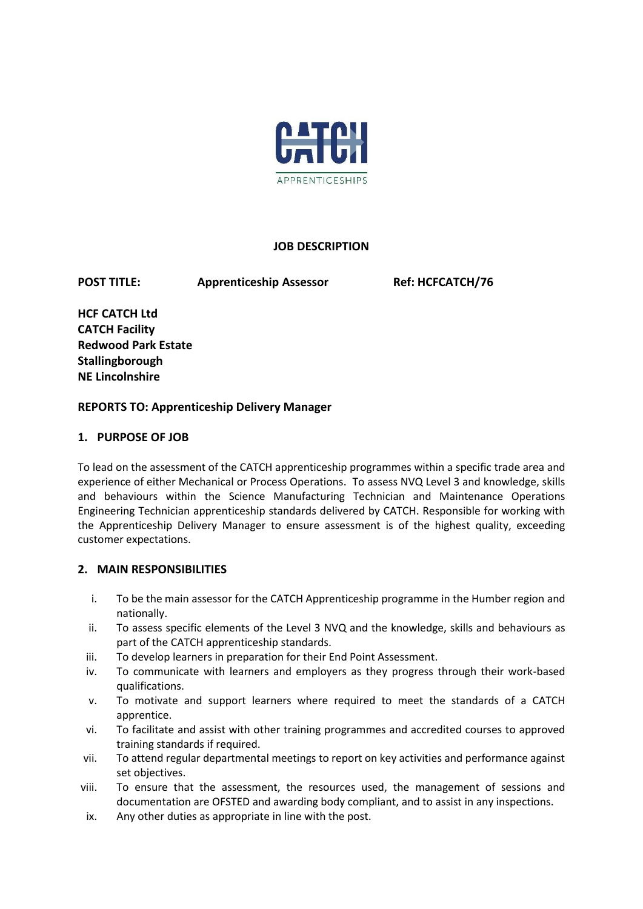CATCH
APPRENTICESHIPS

# JOB DESCRIPTION

**POST TITLE:** **Apprenticeship Assessor** **Ref: HCFCATCH/76**

**HCF CATCH Ltd**
**CATCH Facility**
**Redwood Park Estate**
**Stallingborough**
**NE Lincolnshire**

**REPORTS TO: Apprenticeship Delivery Manager**

## 1. PURPOSE OF JOB

To lead on the assessment of the CATCH apprenticeship programmes within a specific trade area and experience of either Mechanical or Process Operations. To assess NVQ Level 3 and knowledge, skills and behaviours within the Science Manufacturing Technician and Maintenance Operations Engineering Technician apprenticeship standards delivered by CATCH. Responsible for working with the Apprenticeship Delivery Manager to ensure assessment is of the highest quality, exceeding customer expectations.

## 2. MAIN RESPONSIBILITIES

i. To be the main assessor for the CATCH Apprenticeship programme in the Humber region and nationally.
ii. To assess specific elements of the Level 3 NVQ and the knowledge, skills and behaviours as part of the CATCH apprenticeship standards.
iii. To develop learners in preparation for their End Point Assessment.
iv. To communicate with learners and employers as they progress through their work-based qualifications.
v. To motivate and support learners where required to meet the standards of a CATCH apprentice.
vi. To facilitate and assist with other training programmes and accredited courses to approved training standards if required.
vii. To attend regular departmental meetings to report on key activities and performance against set objectives.
viii. To ensure that the assessment, the resources used, the management of sessions and documentation are OFSTED and awarding body compliant, and to assist in any inspections.
ix. Any other duties as appropriate in line with the post.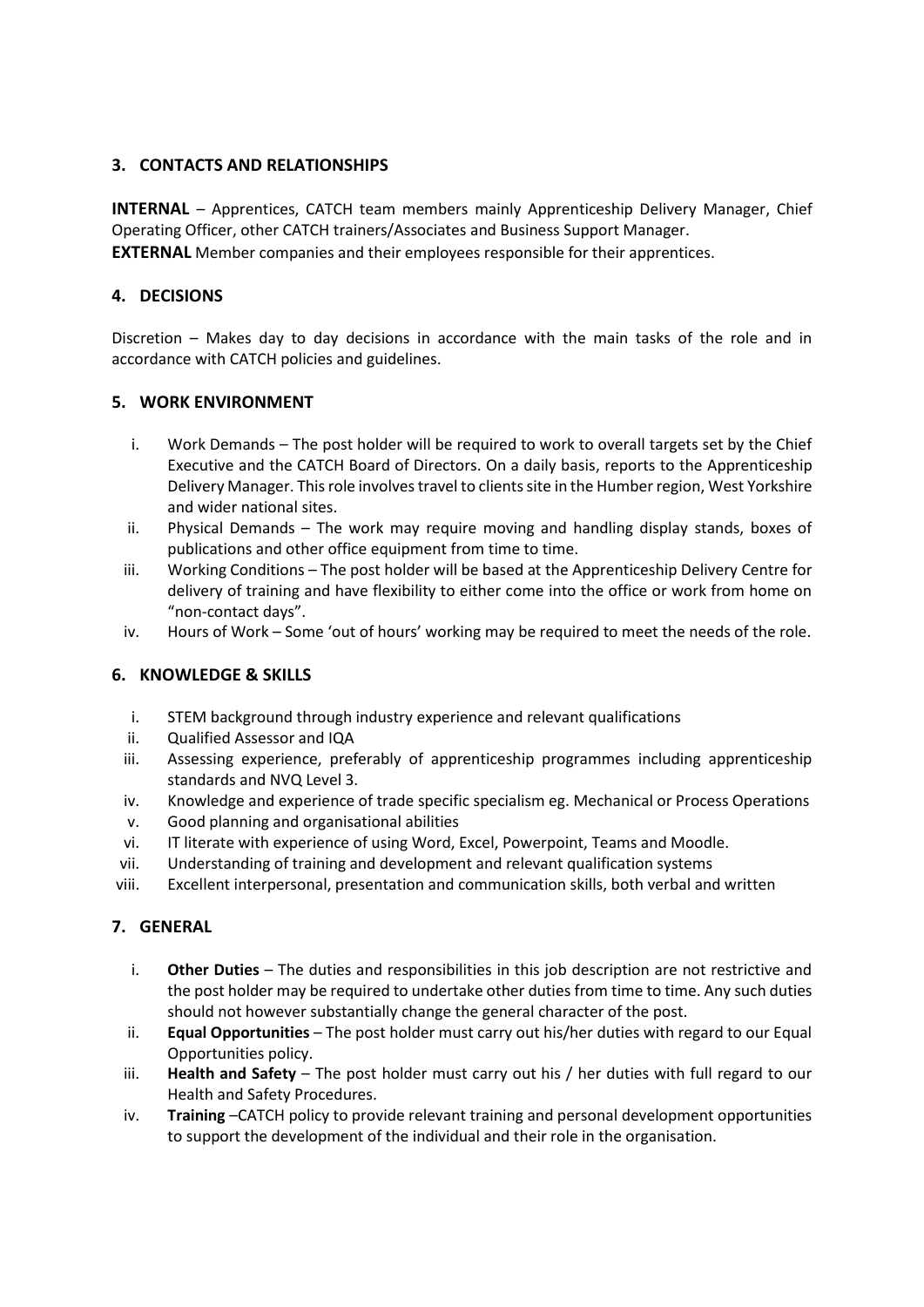## 3. CONTACTS AND RELATIONSHIPS

**INTERNAL** – Apprentices, CATCH team members mainly Apprenticeship Delivery Manager, Chief Operating Officer, other CATCH trainers/Associates and Business Support Manager.

**EXTERNAL** Member companies and their employees responsible for their apprentices.

## 4. DECISIONS

Discretion – Makes day to day decisions in accordance with the main tasks of the role and in accordance with CATCH policies and guidelines.

## 5. WORK ENVIRONMENT

i. Work Demands – The post holder will be required to work to overall targets set by the Chief Executive and the CATCH Board of Directors. On a daily basis, reports to the Apprenticeship Delivery Manager. This role involves travel to clients site in the Humber region, West Yorkshire and wider national sites.

ii. Physical Demands – The work may require moving and handling display stands, boxes of publications and other office equipment from time to time.

iii. Working Conditions – The post holder will be based at the Apprenticeship Delivery Centre for delivery of training and have flexibility to either come into the office or work from home on "non-contact days".

iv. Hours of Work – Some 'out of hours' working may be required to meet the needs of the role.

## 6. KNOWLEDGE & SKILLS

i. STEM background through industry experience and relevant qualifications

ii. Qualified Assessor and IQA

iii. Assessing experience, preferably of apprenticeship programmes including apprenticeship standards and NVQ Level 3.

iv. Knowledge and experience of trade specific specialism eg. Mechanical or Process Operations

v. Good planning and organisational abilities

vi. IT literate with experience of using Word, Excel, Powerpoint, Teams and Moodle.

vii. Understanding of training and development and relevant qualification systems

viii. Excellent interpersonal, presentation and communication skills, both verbal and written

## 7. GENERAL

i. **Other Duties** – The duties and responsibilities in this job description are not restrictive and the post holder may be required to undertake other duties from time to time. Any such duties should not however substantially change the general character of the post.

ii. **Equal Opportunities** – The post holder must carry out his/her duties with regard to our Equal Opportunities policy.

iii. **Health and Safety** – The post holder must carry out his / her duties with full regard to our Health and Safety Procedures.

iv. **Training** –CATCH policy to provide relevant training and personal development opportunities to support the development of the individual and their role in the organisation.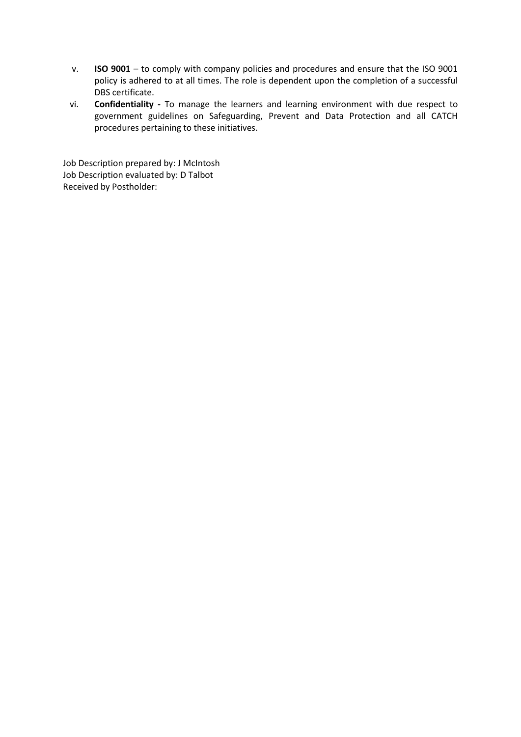v. **ISO 9001** – to comply with company policies and procedures and ensure that the ISO 9001 policy is adhered to at all times. The role is dependent upon the completion of a successful DBS certificate.

vi. **Confidentiality -** To manage the learners and learning environment with due respect to government guidelines on Safeguarding, Prevent and Data Protection and all CATCH procedures pertaining to these initiatives.

Job Description prepared by: J McIntosh
Job Description evaluated by: D Talbot
Received by Postholder: